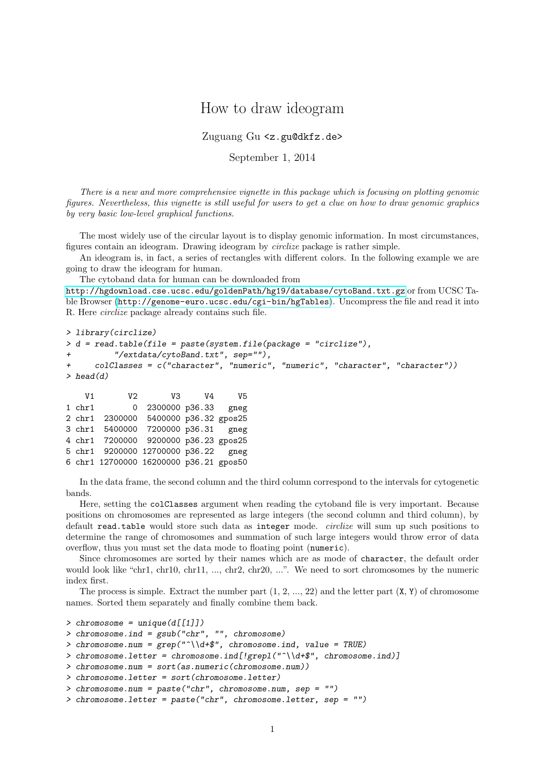# How to draw ideogram

Zuguang Gu <z.gu@dkfz.de>

September 1, 2014

*There is a new and more comprehensive vignette in this package which is focusing on plotting genomic figures. Nevertheless, this vignette is still useful for users to get a clue on how to draw genomic graphics by very basic low-level graphical functions.*

The most widely use of the circular layout is to display genomic information. In most circumstances, figures contain an ideogram. Drawing ideogram by *circlize* package is rather simple.

An ideogram is, in fact, a series of rectangles with different colors. In the following example we are going to draw the ideogram for human.

The cytoband data for human can be downloaded from http://hgdownload.cse.ucsc.edu/goldenPath/hg19/database/cytoBand.txt.gz or from UCSC Table Browser (http://genome-euro.ucsc.edu/cgi-bin/hgTables). Uncompress the file and read it into R. Here *circlize* package already contains such file.

```
> library(circlize)
> d = read.table(file = paste(system.file(package = "circlize"),
+          "/extdata/cytoBand.txt", sep=""),
+     colClasses = c("character", "numeric", "numeric", "character", "character"))
> head(d)

    V1       V2       V3     V4     V5
1 chr1        0  2300000 p36.33   gneg
2 chr1  2300000  5400000 p36.32 gpos25
3 chr1  5400000  7200000 p36.31   gneg
4 chr1  7200000  9200000 p36.23 gpos25
5 chr1  9200000 12700000 p36.22   gneg
6 chr1 12700000 16200000 p36.21 gpos50
```

In the data frame, the second column and the third column correspond to the intervals for cytogenetic bands.

Here, setting the `colClasses` argument when reading the cytoband file is very important. Because positions on chromosomes are represented as large integers (the second column and third column), by default `read.table` would store such data as `integer` mode. *circlize* will sum up such positions to determine the range of chromosomes and summation of such large integers would throw error of data overflow, thus you must set the data mode to floating point (`numeric`).

Since chromosomes are sorted by their names which are as mode of `character`, the default order would look like "chr1, chr10, chr11, ..., chr2, chr20, ...". We need to sort chromosomes by the numeric index first.

The process is simple. Extract the number part (1, 2, ..., 22) and the letter part (`X`, `Y`) of chromosome names. Sorted them separately and finally combine them back.

```
> chromosome = unique(d[[1]])
> chromosome.ind = gsub("chr", "", chromosome)
> chromosome.num = grep("^\\d+$", chromosome.ind, value = TRUE)
> chromosome.letter = chromosome.ind[!grepl("^\\d+$", chromosome.ind)]
> chromosome.num = sort(as.numeric(chromosome.num))
> chromosome.letter = sort(chromosome.letter)
> chromosome.num = paste("chr", chromosome.num, sep = "")
> chromosome.letter = paste("chr", chromosome.letter, sep = "")
```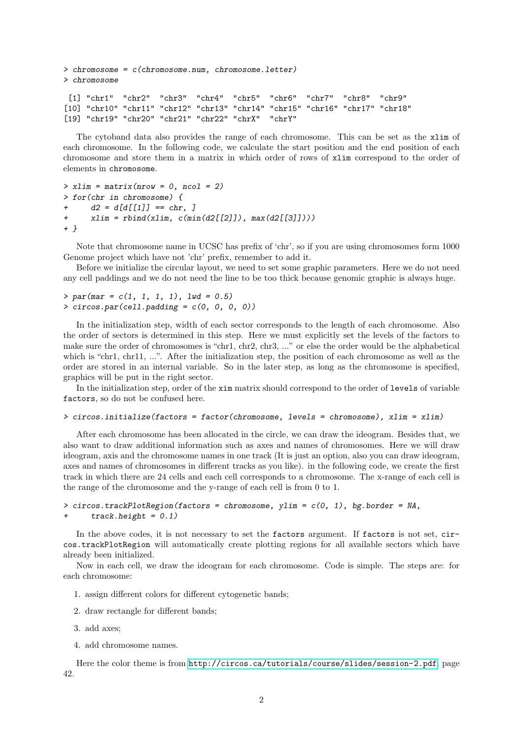```
> chromosome = c(chromosome.num, chromosome.letter)
> chromosome

 [1] "chr1"  "chr2"  "chr3"  "chr4"  "chr5"  "chr6"  "chr7"  "chr8"  "chr9"
[10] "chr10" "chr11" "chr12" "chr13" "chr14" "chr15" "chr16" "chr17" "chr18"
[19] "chr19" "chr20" "chr21" "chr22" "chrX"  "chrY"
```

The cytoband data also provides the range of each chromosome. This can be set as the `xlim` of each chromosome. In the following code, we calculate the start position and the end position of each chromosome and store them in a matrix in which order of rows of `xlim` correspond to the order of elements in `chromosome`.

```
> xlim = matrix(nrow = 0, ncol = 2)
> for(chr in chromosome) {
+     d2 = d[d[[1]] == chr, ]
+     xlim = rbind(xlim, c(min(d2[[2]]), max(d2[[3]])))
+ }
```

Note that chromosome name in UCSC has prefix of 'chr', so if you are using chromosomes form 1000 Genome project which have not 'chr' prefix, remember to add it.

Before we initialize the circular layout, we need to set some graphic parameters. Here we do not need any cell paddings and we do not need the line to be too thick because genomic graphic is always huge.

```
> par(mar = c(1, 1, 1, 1), lwd = 0.5)
> circos.par(cell.padding = c(0, 0, 0, 0))
```

In the initialization step, width of each sector corresponds to the length of each chromosome. Also the order of sectors is determined in this step. Here we must explicitly set the levels of the factors to make sure the order of chromosomes is "chr1, chr2, chr3, ..." or else the order would be the alphabetical which is "chr1, chr11, ...". After the initialization step, the position of each chromosome as well as the order are stored in an internal variable. So in the later step, as long as the chromosome is specified, graphics will be put in the right sector.

In the initialization step, order of the `xim` matrix should correspond to the order of `levels` of variable `factors`, so do not be confused here.

```
> circos.initialize(factors = factor(chromosome, levels = chromosome), xlim = xlim)
```

After each chromosome has been allocated in the circle, we can draw the ideogram. Besides that, we also want to draw additional information such as axes and names of chromosomes. Here we will draw ideogram, axis and the chromosome names in one track (It is just an option, also you can draw ideogram, axes and names of chromosomes in different tracks as you like). in the following code, we create the first track in which there are 24 cells and each cell corresponds to a chromosome. The x-range of each cell is the range of the chromosome and the y-range of each cell is from 0 to 1.

```
> circos.trackPlotRegion(factors = chromosome, ylim = c(0, 1), bg.border = NA,
+     track.height = 0.1)
```

In the above codes, it is not necessary to set the `factors` argument. If `factors` is not set, `circos.trackPlotRegion` will automatically create plotting regions for all available sectors which have already been initialized.

Now in each cell, we draw the ideogram for each chromosome. Code is simple. The steps are: for each chromosome:

1. assign different colors for different cytogenetic bands;
2. draw rectangle for different bands;
3. add axes;
4. add chromosome names.

Here the color theme is from http://circos.ca/tutorials/course/slides/session-2.pdf, page 42.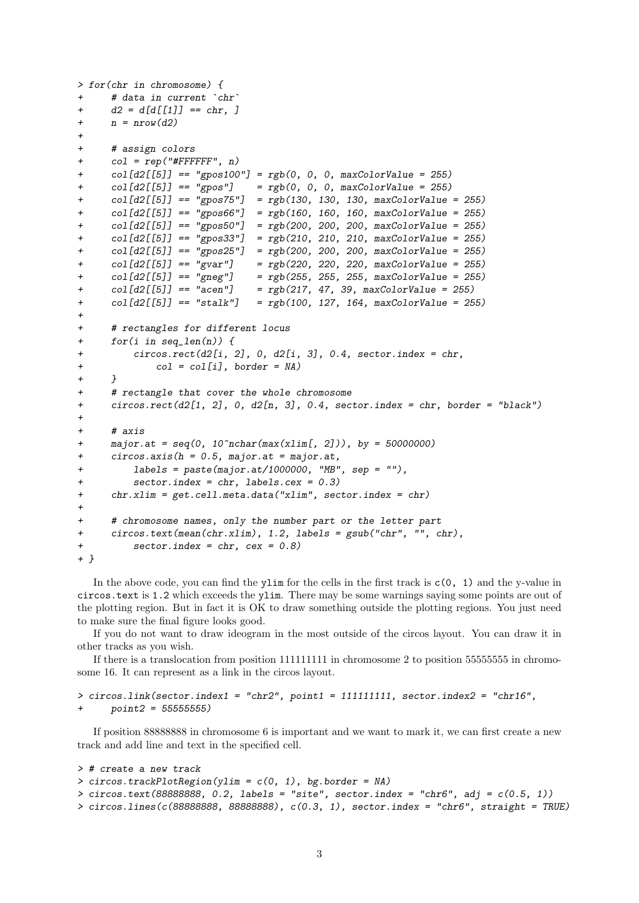```
> for(chr in chromosome) {
+     # data in current `chr`
+     d2 = d[d[[1]] == chr, ]
+     n = nrow(d2)
+
+     # assign colors
+     col = rep("#FFFFFF", n)
+     col[d2[[5]] == "gpos100"] = rgb(0, 0, 0, maxColorValue = 255)
+     col[d2[[5]] == "gpos"]    = rgb(0, 0, 0, maxColorValue = 255)
+     col[d2[[5]] == "gpos75"]  = rgb(130, 130, 130, maxColorValue = 255)
+     col[d2[[5]] == "gpos66"]  = rgb(160, 160, 160, maxColorValue = 255)
+     col[d2[[5]] == "gpos50"]  = rgb(200, 200, 200, maxColorValue = 255)
+     col[d2[[5]] == "gpos33"]  = rgb(210, 210, 210, maxColorValue = 255)
+     col[d2[[5]] == "gpos25"]  = rgb(200, 200, 200, maxColorValue = 255)
+     col[d2[[5]] == "gvar"]    = rgb(220, 220, 220, maxColorValue = 255)
+     col[d2[[5]] == "gneg"]    = rgb(255, 255, 255, maxColorValue = 255)
+     col[d2[[5]] == "acen"]    = rgb(217, 47, 39, maxColorValue = 255)
+     col[d2[[5]] == "stalk"]   = rgb(100, 127, 164, maxColorValue = 255)
+
+     # rectangles for different locus
+     for(i in seq_len(n)) {
+         circos.rect(d2[i, 2], 0, d2[i, 3], 0.4, sector.index = chr,
+             col = col[i], border = NA)
+     }
+     # rectangle that cover the whole chromosome
+     circos.rect(d2[1, 2], 0, d2[n, 3], 0.4, sector.index = chr, border = "black")
+
+     # axis
+     major.at = seq(0, 10^nchar(max(xlim[, 2])), by = 50000000)
+     circos.axis(h = 0.5, major.at = major.at,
+         labels = paste(major.at/1000000, "MB", sep = ""),
+         sector.index = chr, labels.cex = 0.3)
+     chr.xlim = get.cell.meta.data("xlim", sector.index = chr)
+
+     # chromosome names, only the number part or the letter part
+     circos.text(mean(chr.xlim), 1.2, labels = gsub("chr", "", chr),
+         sector.index = chr, cex = 0.8)
+ }
```

In the above code, you can find the `ylim` for the cells in the first track is `c(0, 1)` and the y-value in `circos.text` is `1.2` which exceeds the `ylim`. There may be some warnings saying some points are out of the plotting region. But in fact it is OK to draw something outside the plotting regions. You just need to make sure the final figure looks good.

If you do not want to draw ideogram in the most outside of the circos layout. You can draw it in other tracks as you wish.

If there is a translocation from position 111111111 in chromosome 2 to position 55555555 in chromosome 16. It can represent as a link in the circos layout.

```
> circos.link(sector.index1 = "chr2", point1 = 111111111, sector.index2 = "chr16",
+     point2 = 55555555)
```

If position 88888888 in chromosome 6 is important and we want to mark it, we can first create a new track and add line and text in the specified cell.

```
> # create a new track
> circos.trackPlotRegion(ylim = c(0, 1), bg.border = NA)
> circos.text(88888888, 0.2, labels = "site", sector.index = "chr6", adj = c(0.5, 1))
> circos.lines(c(88888888, 88888888), c(0.3, 1), sector.index = "chr6", straight = TRUE)
```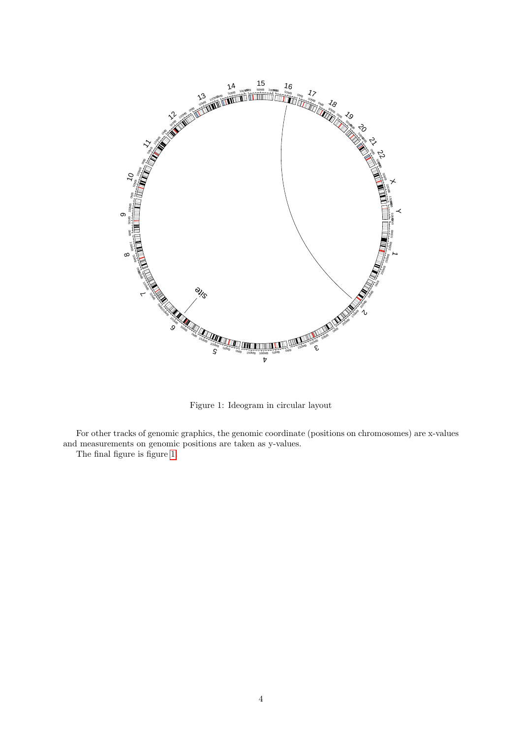1
2
3
4
5
6
7
8
9
10
11
12
13
14
15
16
17
18
19
20
21
22
X
Y
Site

Figure 1: Ideogram in circular layout

For other tracks of genomic graphics, the genomic coordinate (positions on chromosomes) are x-values and measurements on genomic positions are taken as y-values.

The final figure is figure 1.